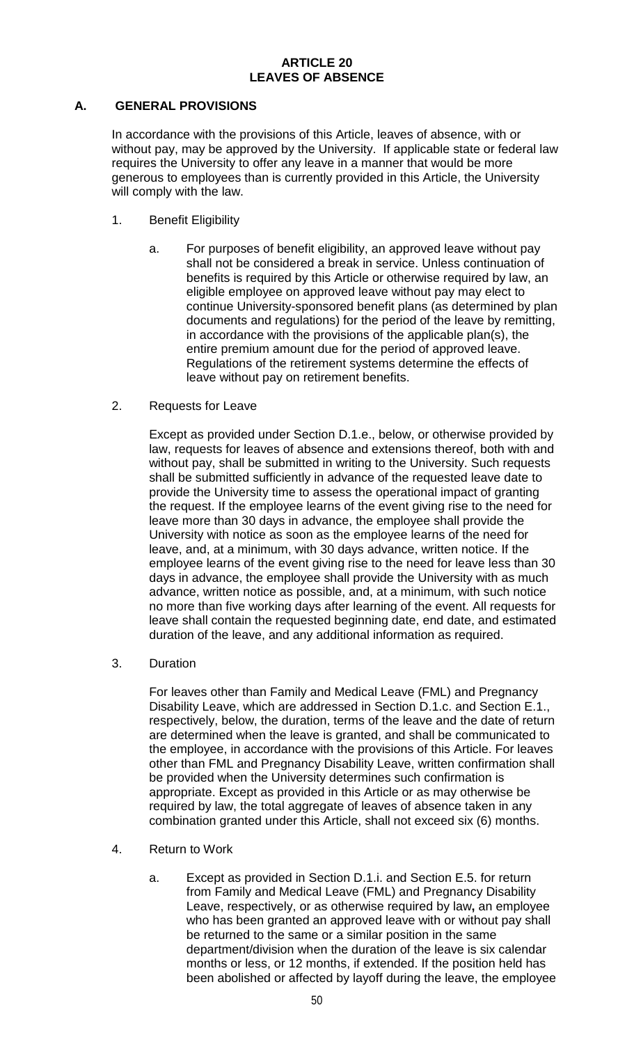# ARTICLE 20
# LEAVES OF ABSENCE

## A. GENERAL PROVISIONS

In accordance with the provisions of this Article, leaves of absence, with or without pay, may be approved by the University. If applicable state or federal law requires the University to offer any leave in a manner that would be more generous to employees than is currently provided in this Article, the University will comply with the law.

1. Benefit Eligibility

   a. For purposes of benefit eligibility, an approved leave without pay shall not be considered a break in service. Unless continuation of benefits is required by this Article or otherwise required by law, an eligible employee on approved leave without pay may elect to continue University-sponsored benefit plans (as determined by plan documents and regulations) for the period of the leave by remitting, in accordance with the provisions of the applicable plan(s), the entire premium amount due for the period of approved leave. Regulations of the retirement systems determine the effects of leave without pay on retirement benefits.

2. Requests for Leave

   Except as provided under Section D.1.e., below, or otherwise provided by law, requests for leaves of absence and extensions thereof, both with and without pay, shall be submitted in writing to the University. Such requests shall be submitted sufficiently in advance of the requested leave date to provide the University time to assess the operational impact of granting the request. If the employee learns of the event giving rise to the need for leave more than 30 days in advance, the employee shall provide the University with notice as soon as the employee learns of the need for leave, and, at a minimum, with 30 days advance, written notice. If the employee learns of the event giving rise to the need for leave less than 30 days in advance, the employee shall provide the University with as much advance, written notice as possible, and, at a minimum, with such notice no more than five working days after learning of the event. All requests for leave shall contain the requested beginning date, end date, and estimated duration of the leave, and any additional information as required.

3. Duration

   For leaves other than Family and Medical Leave (FML) and Pregnancy Disability Leave, which are addressed in Section D.1.c. and Section E.1., respectively, below, the duration, terms of the leave and the date of return are determined when the leave is granted, and shall be communicated to the employee, in accordance with the provisions of this Article. For leaves other than FML and Pregnancy Disability Leave, written confirmation shall be provided when the University determines such confirmation is appropriate. Except as provided in this Article or as may otherwise be required by law, the total aggregate of leaves of absence taken in any combination granted under this Article, shall not exceed six (6) months.

4. Return to Work

   a. Except as provided in Section D.1.i. and Section E.5. for return from Family and Medical Leave (FML) and Pregnancy Disability Leave, respectively, or as otherwise required by law**,** an employee who has been granted an approved leave with or without pay shall be returned to the same or a similar position in the same department/division when the duration of the leave is six calendar months or less, or 12 months, if extended. If the position held has been abolished or affected by layoff during the leave, the employee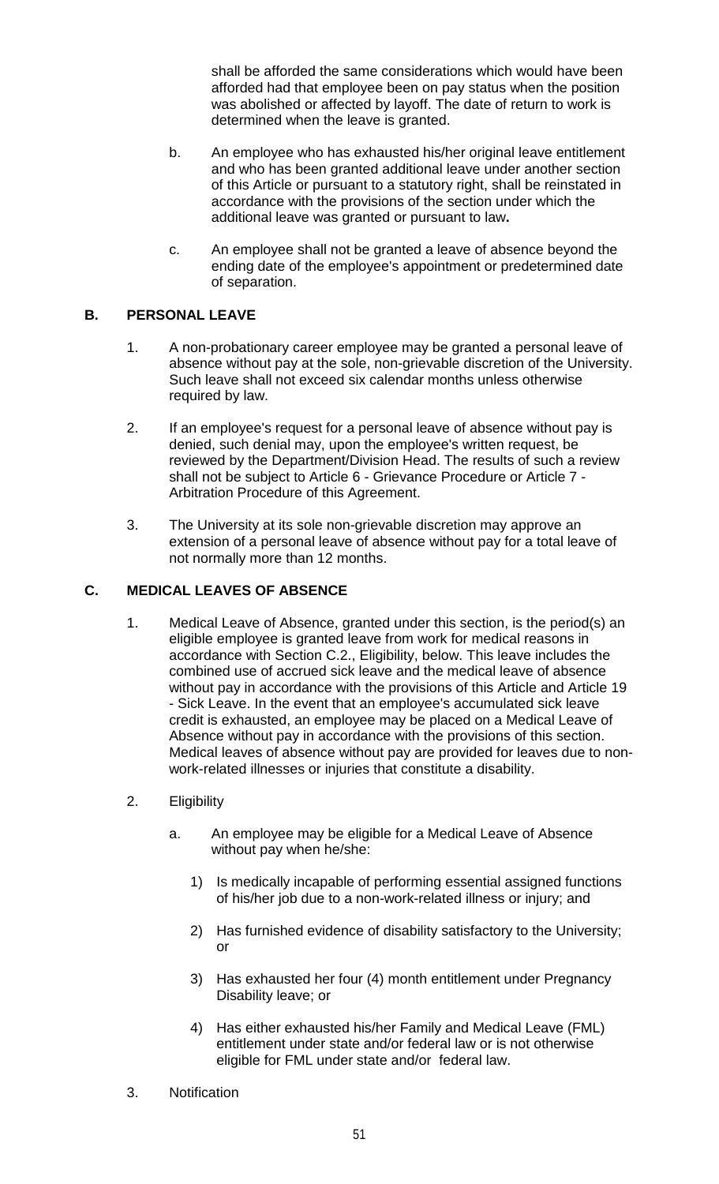shall be afforded the same considerations which would have been afforded had that employee been on pay status when the position was abolished or affected by layoff. The date of return to work is determined when the leave is granted.

b. An employee who has exhausted his/her original leave entitlement and who has been granted additional leave under another section of this Article or pursuant to a statutory right, shall be reinstated in accordance with the provisions of the section under which the additional leave was granted or pursuant to law**.**

c. An employee shall not be granted a leave of absence beyond the ending date of the employee's appointment or predetermined date of separation.

## B. PERSONAL LEAVE

1. A non-probationary career employee may be granted a personal leave of absence without pay at the sole, non-grievable discretion of the University. Such leave shall not exceed six calendar months unless otherwise required by law.

2. If an employee's request for a personal leave of absence without pay is denied, such denial may, upon the employee's written request, be reviewed by the Department/Division Head. The results of such a review shall not be subject to Article 6 - Grievance Procedure or Article 7 - Arbitration Procedure of this Agreement.

3. The University at its sole non-grievable discretion may approve an extension of a personal leave of absence without pay for a total leave of not normally more than 12 months.

## C. MEDICAL LEAVES OF ABSENCE

1. Medical Leave of Absence, granted under this section, is the period(s) an eligible employee is granted leave from work for medical reasons in accordance with Section C.2., Eligibility, below. This leave includes the combined use of accrued sick leave and the medical leave of absence without pay in accordance with the provisions of this Article and Article 19 - Sick Leave. In the event that an employee's accumulated sick leave credit is exhausted, an employee may be placed on a Medical Leave of Absence without pay in accordance with the provisions of this section. Medical leaves of absence without pay are provided for leaves due to non-work-related illnesses or injuries that constitute a disability.

2. Eligibility

   a. An employee may be eligible for a Medical Leave of Absence without pay when he/she:

      1) Is medically incapable of performing essential assigned functions of his/her job due to a non-work-related illness or injury; and

      2) Has furnished evidence of disability satisfactory to the University; or

      3) Has exhausted her four (4) month entitlement under Pregnancy Disability leave; or

      4) Has either exhausted his/her Family and Medical Leave (FML) entitlement under state and/or federal law or is not otherwise eligible for FML under state and/or federal law.

3. Notification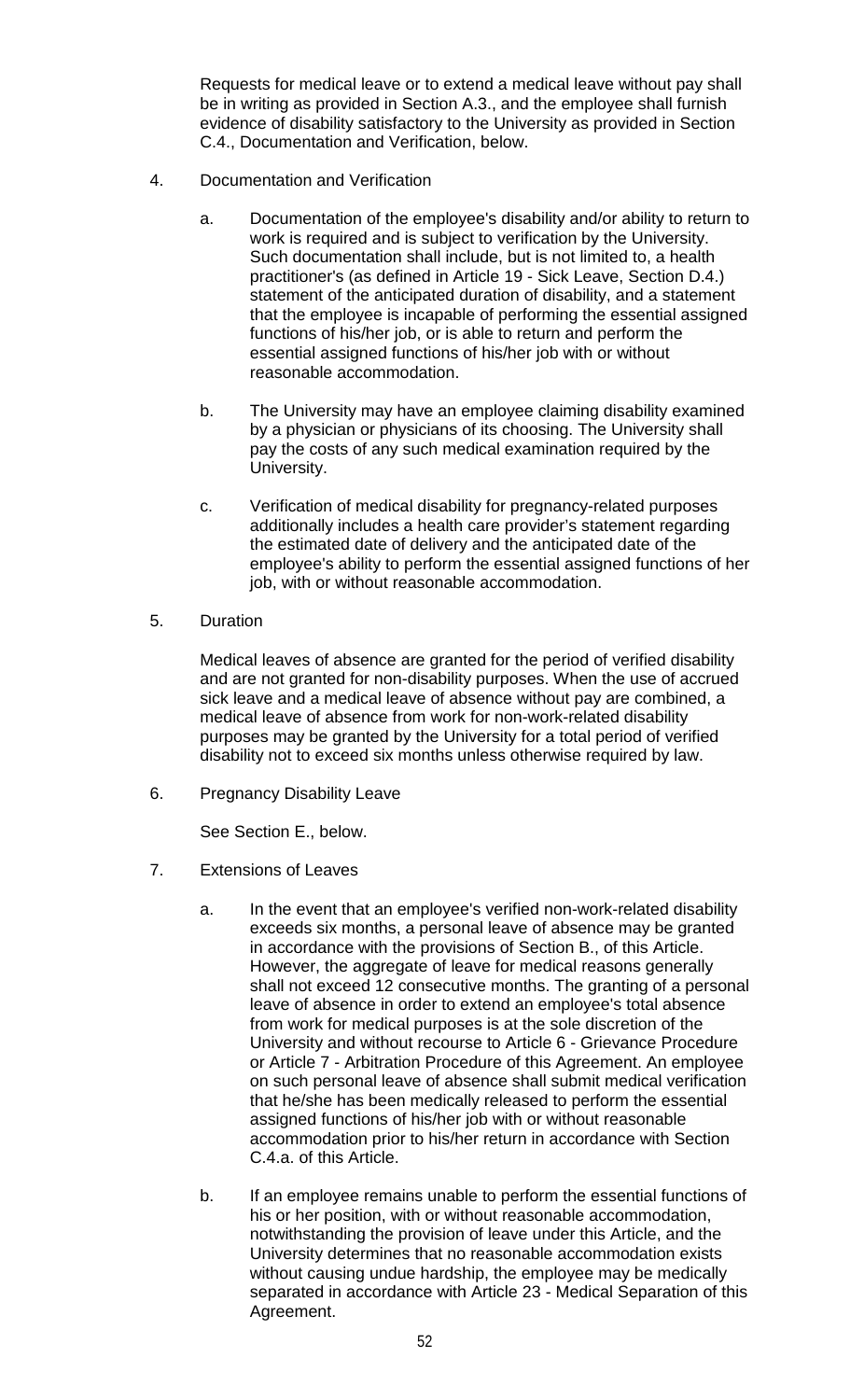Requests for medical leave or to extend a medical leave without pay shall be in writing as provided in Section A.3., and the employee shall furnish evidence of disability satisfactory to the University as provided in Section C.4., Documentation and Verification, below.

4. Documentation and Verification

   a. Documentation of the employee's disability and/or ability to return to work is required and is subject to verification by the University. Such documentation shall include, but is not limited to, a health practitioner's (as defined in Article 19 - Sick Leave, Section D.4.) statement of the anticipated duration of disability, and a statement that the employee is incapable of performing the essential assigned functions of his/her job, or is able to return and perform the essential assigned functions of his/her job with or without reasonable accommodation.

   b. The University may have an employee claiming disability examined by a physician or physicians of its choosing. The University shall pay the costs of any such medical examination required by the University.

   c. Verification of medical disability for pregnancy-related purposes additionally includes a health care provider's statement regarding the estimated date of delivery and the anticipated date of the employee's ability to perform the essential assigned functions of her job, with or without reasonable accommodation.

5. Duration

   Medical leaves of absence are granted for the period of verified disability and are not granted for non-disability purposes. When the use of accrued sick leave and a medical leave of absence without pay are combined, a medical leave of absence from work for non-work-related disability purposes may be granted by the University for a total period of verified disability not to exceed six months unless otherwise required by law.

6. Pregnancy Disability Leave

   See Section E., below.

7. Extensions of Leaves

   a. In the event that an employee's verified non-work-related disability exceeds six months, a personal leave of absence may be granted in accordance with the provisions of Section B., of this Article. However, the aggregate of leave for medical reasons generally shall not exceed 12 consecutive months. The granting of a personal leave of absence in order to extend an employee's total absence from work for medical purposes is at the sole discretion of the University and without recourse to Article 6 - Grievance Procedure or Article 7 - Arbitration Procedure of this Agreement. An employee on such personal leave of absence shall submit medical verification that he/she has been medically released to perform the essential assigned functions of his/her job with or without reasonable accommodation prior to his/her return in accordance with Section C.4.a. of this Article.

   b. If an employee remains unable to perform the essential functions of his or her position, with or without reasonable accommodation, notwithstanding the provision of leave under this Article, and the University determines that no reasonable accommodation exists without causing undue hardship, the employee may be medically separated in accordance with Article 23 - Medical Separation of this Agreement.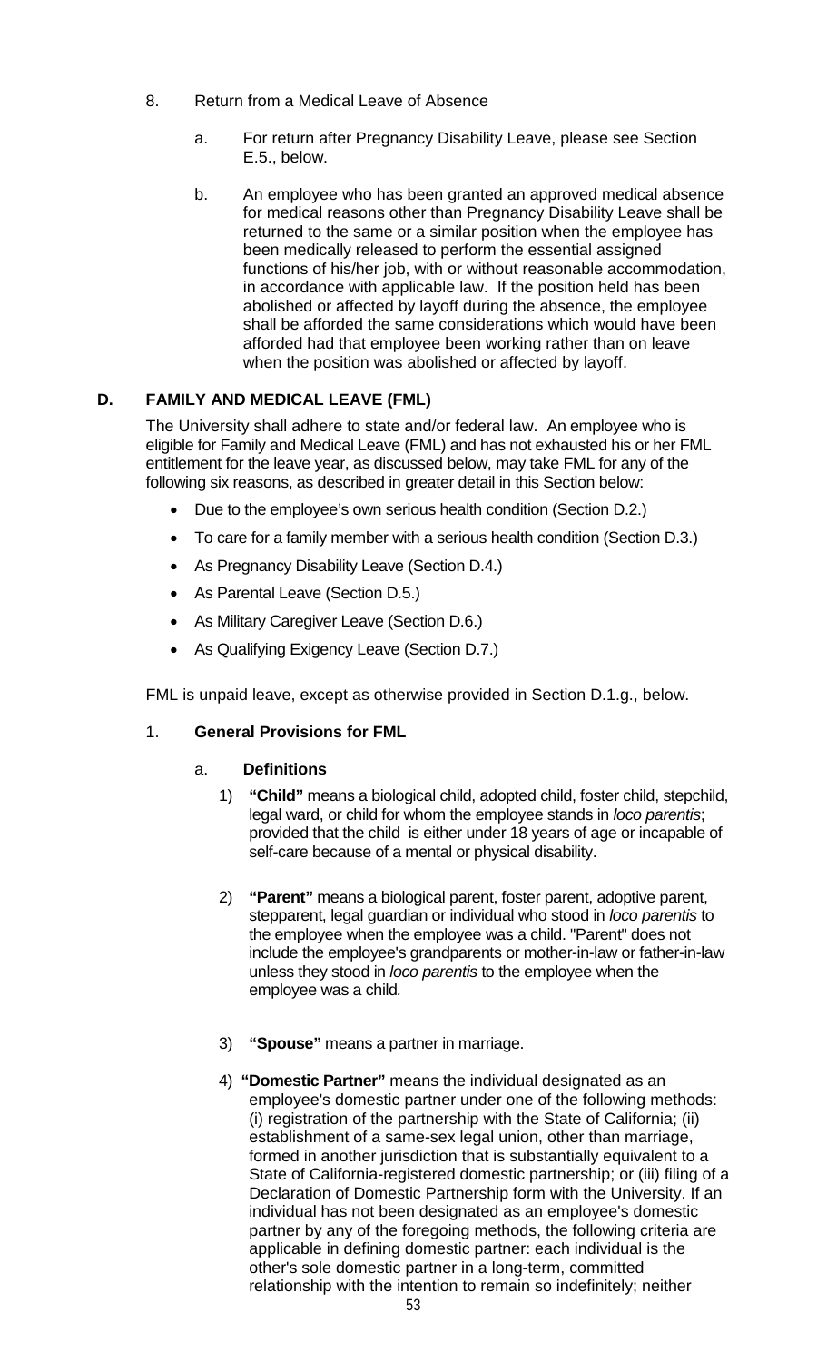8. Return from a Medical Leave of Absence

   a. For return after Pregnancy Disability Leave, please see Section E.5., below.

   b. An employee who has been granted an approved medical absence for medical reasons other than Pregnancy Disability Leave shall be returned to the same or a similar position when the employee has been medically released to perform the essential assigned functions of his/her job, with or without reasonable accommodation, in accordance with applicable law. If the position held has been abolished or affected by layoff during the absence, the employee shall be afforded the same considerations which would have been afforded had that employee been working rather than on leave when the position was abolished or affected by layoff.

## D. FAMILY AND MEDICAL LEAVE (FML)

The University shall adhere to state and/or federal law. An employee who is eligible for Family and Medical Leave (FML) and has not exhausted his or her FML entitlement for the leave year, as discussed below, may take FML for any of the following six reasons, as described in greater detail in this Section below:

- Due to the employee's own serious health condition (Section D.2.)
- To care for a family member with a serious health condition (Section D.3.)
- As Pregnancy Disability Leave (Section D.4.)
- As Parental Leave (Section D.5.)
- As Military Caregiver Leave (Section D.6.)
- As Qualifying Exigency Leave (Section D.7.)

FML is unpaid leave, except as otherwise provided in Section D.1.g., below.

### 1. General Provisions for FML

#### a. Definitions

1) **"Child"** means a biological child, adopted child, foster child, stepchild, legal ward, or child for whom the employee stands in *loco parentis*; provided that the child is either under 18 years of age or incapable of self-care because of a mental or physical disability.

2) **"Parent"** means a biological parent, foster parent, adoptive parent, stepparent, legal guardian or individual who stood in *loco parentis* to the employee when the employee was a child. "Parent" does not include the employee's grandparents or mother-in-law or father-in-law unless they stood in *loco parentis* to the employee when the employee was a child.

3) **"Spouse"** means a partner in marriage.

4) **"Domestic Partner"** means the individual designated as an employee's domestic partner under one of the following methods: (i) registration of the partnership with the State of California; (ii) establishment of a same-sex legal union, other than marriage, formed in another jurisdiction that is substantially equivalent to a State of California-registered domestic partnership; or (iii) filing of a Declaration of Domestic Partnership form with the University. If an individual has not been designated as an employee's domestic partner by any of the foregoing methods, the following criteria are applicable in defining domestic partner: each individual is the other's sole domestic partner in a long-term, committed relationship with the intention to remain so indefinitely; neither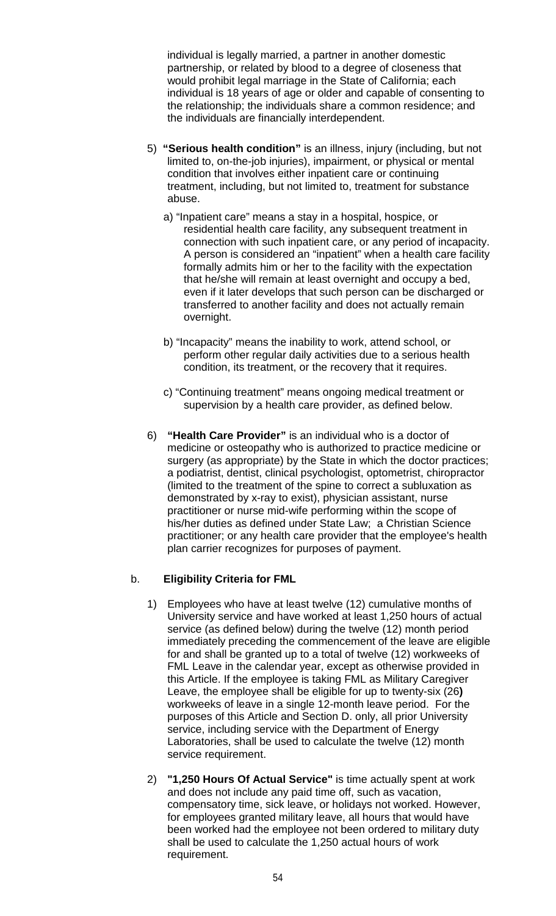individual is legally married, a partner in another domestic partnership, or related by blood to a degree of closeness that would prohibit legal marriage in the State of California; each individual is 18 years of age or older and capable of consenting to the relationship; the individuals share a common residence; and the individuals are financially interdependent.

5) **"Serious health condition"** is an illness, injury (including, but not limited to, on-the-job injuries), impairment, or physical or mental condition that involves either inpatient care or continuing treatment, including, but not limited to, treatment for substance abuse.

   a) "Inpatient care" means a stay in a hospital, hospice, or residential health care facility, any subsequent treatment in connection with such inpatient care, or any period of incapacity. A person is considered an "inpatient" when a health care facility formally admits him or her to the facility with the expectation that he/she will remain at least overnight and occupy a bed, even if it later develops that such person can be discharged or transferred to another facility and does not actually remain overnight.

   b) "Incapacity" means the inability to work, attend school, or perform other regular daily activities due to a serious health condition, its treatment, or the recovery that it requires.

   c) "Continuing treatment" means ongoing medical treatment or supervision by a health care provider, as defined below.

6) **"Health Care Provider"** is an individual who is a doctor of medicine or osteopathy who is authorized to practice medicine or surgery (as appropriate) by the State in which the doctor practices; a podiatrist, dentist, clinical psychologist, optometrist, chiropractor (limited to the treatment of the spine to correct a subluxation as demonstrated by x-ray to exist), physician assistant, nurse practitioner or nurse mid-wife performing within the scope of his/her duties as defined under State Law; a Christian Science practitioner; or any health care provider that the employee's health plan carrier recognizes for purposes of payment.

b. **Eligibility Criteria for FML**

1) Employees who have at least twelve (12) cumulative months of University service and have worked at least 1,250 hours of actual service (as defined below) during the twelve (12) month period immediately preceding the commencement of the leave are eligible for and shall be granted up to a total of twelve (12) workweeks of FML Leave in the calendar year, except as otherwise provided in this Article. If the employee is taking FML as Military Caregiver Leave, the employee shall be eligible for up to twenty-six (26**)** workweeks of leave in a single 12-month leave period. For the purposes of this Article and Section D. only, all prior University service, including service with the Department of Energy Laboratories, shall be used to calculate the twelve (12) month service requirement.

2) **"1,250 Hours Of Actual Service"** is time actually spent at work and does not include any paid time off, such as vacation, compensatory time, sick leave, or holidays not worked. However, for employees granted military leave, all hours that would have been worked had the employee not been ordered to military duty shall be used to calculate the 1,250 actual hours of work requirement.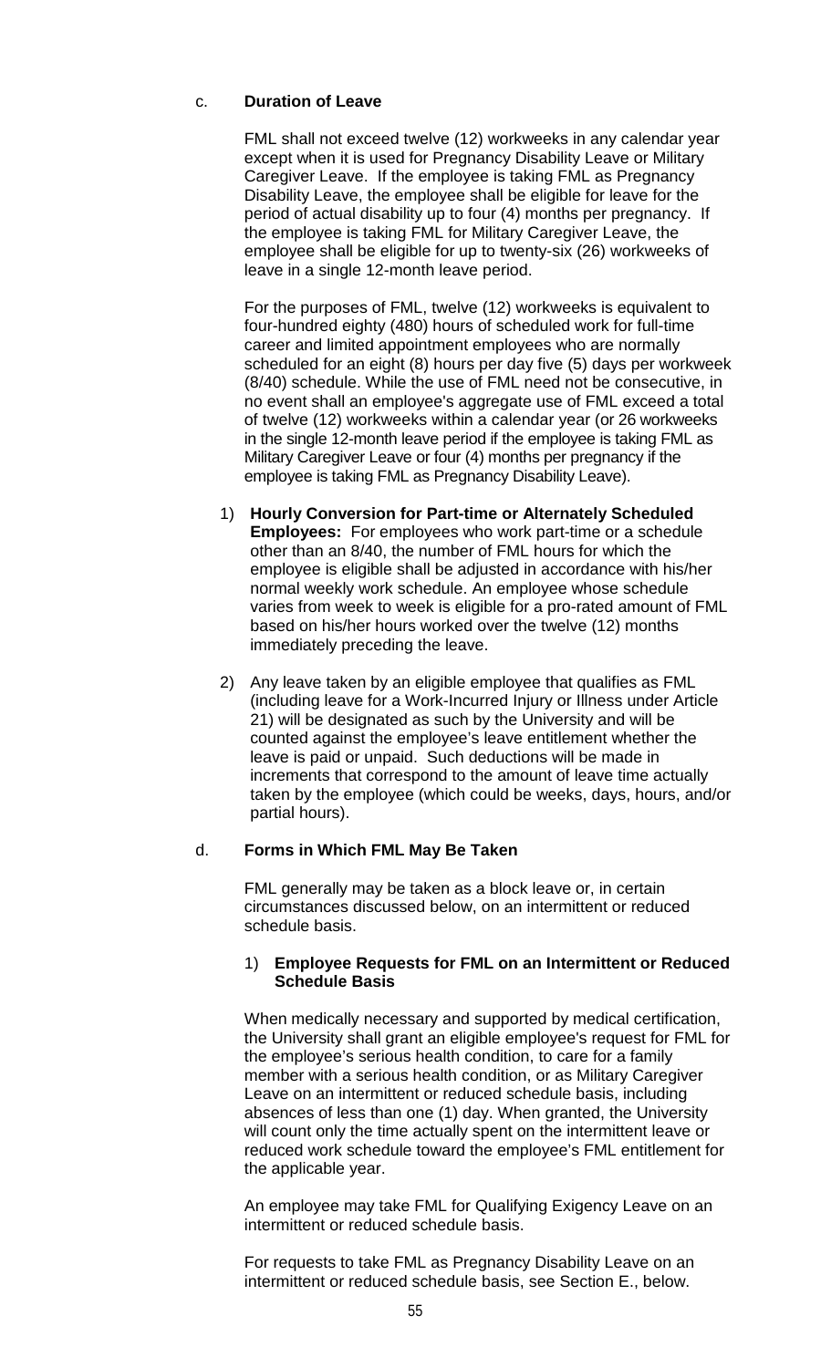c. **Duration of Leave**

FML shall not exceed twelve (12) workweeks in any calendar year except when it is used for Pregnancy Disability Leave or Military Caregiver Leave. If the employee is taking FML as Pregnancy Disability Leave, the employee shall be eligible for leave for the period of actual disability up to four (4) months per pregnancy. If the employee is taking FML for Military Caregiver Leave, the employee shall be eligible for up to twenty-six (26) workweeks of leave in a single 12-month leave period.

For the purposes of FML, twelve (12) workweeks is equivalent to four-hundred eighty (480) hours of scheduled work for full-time career and limited appointment employees who are normally scheduled for an eight (8) hours per day five (5) days per workweek (8/40) schedule. While the use of FML need not be consecutive, in no event shall an employee's aggregate use of FML exceed a total of twelve (12) workweeks within a calendar year (or 26 workweeks in the single 12-month leave period if the employee is taking FML as Military Caregiver Leave or four (4) months per pregnancy if the employee is taking FML as Pregnancy Disability Leave).

1) **Hourly Conversion for Part-time or Alternately Scheduled Employees:** For employees who work part-time or a schedule other than an 8/40, the number of FML hours for which the employee is eligible shall be adjusted in accordance with his/her normal weekly work schedule. An employee whose schedule varies from week to week is eligible for a pro-rated amount of FML based on his/her hours worked over the twelve (12) months immediately preceding the leave.

2) Any leave taken by an eligible employee that qualifies as FML (including leave for a Work-Incurred Injury or Illness under Article 21) will be designated as such by the University and will be counted against the employee's leave entitlement whether the leave is paid or unpaid. Such deductions will be made in increments that correspond to the amount of leave time actually taken by the employee (which could be weeks, days, hours, and/or partial hours).

d. **Forms in Which FML May Be Taken**

FML generally may be taken as a block leave or, in certain circumstances discussed below, on an intermittent or reduced schedule basis.

1) **Employee Requests for FML on an Intermittent or Reduced Schedule Basis**

When medically necessary and supported by medical certification, the University shall grant an eligible employee's request for FML for the employee's serious health condition, to care for a family member with a serious health condition, or as Military Caregiver Leave on an intermittent or reduced schedule basis, including absences of less than one (1) day. When granted, the University will count only the time actually spent on the intermittent leave or reduced work schedule toward the employee's FML entitlement for the applicable year.

An employee may take FML for Qualifying Exigency Leave on an intermittent or reduced schedule basis.

For requests to take FML as Pregnancy Disability Leave on an intermittent or reduced schedule basis, see Section E., below.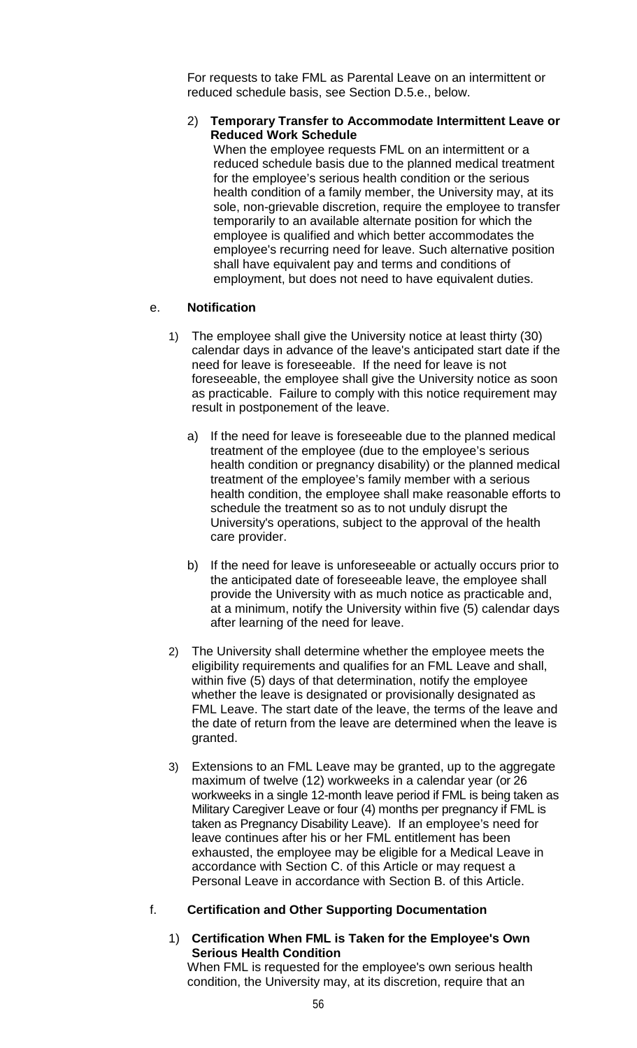For requests to take FML as Parental Leave on an intermittent or reduced schedule basis, see Section D.5.e., below.

2) **Temporary Transfer to Accommodate Intermittent Leave or Reduced Work Schedule**
When the employee requests FML on an intermittent or a reduced schedule basis due to the planned medical treatment for the employee's serious health condition or the serious health condition of a family member, the University may, at its sole, non-grievable discretion, require the employee to transfer temporarily to an available alternate position for which the employee is qualified and which better accommodates the employee's recurring need for leave. Such alternative position shall have equivalent pay and terms and conditions of employment, but does not need to have equivalent duties.

e. **Notification**

1) The employee shall give the University notice at least thirty (30) calendar days in advance of the leave's anticipated start date if the need for leave is foreseeable. If the need for leave is not foreseeable, the employee shall give the University notice as soon as practicable. Failure to comply with this notice requirement may result in postponement of the leave.

   a) If the need for leave is foreseeable due to the planned medical treatment of the employee (due to the employee's serious health condition or pregnancy disability) or the planned medical treatment of the employee's family member with a serious health condition, the employee shall make reasonable efforts to schedule the treatment so as to not unduly disrupt the University's operations, subject to the approval of the health care provider.

   b) If the need for leave is unforeseeable or actually occurs prior to the anticipated date of foreseeable leave, the employee shall provide the University with as much notice as practicable and, at a minimum, notify the University within five (5) calendar days after learning of the need for leave.

2) The University shall determine whether the employee meets the eligibility requirements and qualifies for an FML Leave and shall, within five (5) days of that determination, notify the employee whether the leave is designated or provisionally designated as FML Leave. The start date of the leave, the terms of the leave and the date of return from the leave are determined when the leave is granted.

3) Extensions to an FML Leave may be granted, up to the aggregate maximum of twelve (12) workweeks in a calendar year (or 26 workweeks in a single 12-month leave period if FML is being taken as Military Caregiver Leave or four (4) months per pregnancy if FML is taken as Pregnancy Disability Leave). If an employee's need for leave continues after his or her FML entitlement has been exhausted, the employee may be eligible for a Medical Leave in accordance with Section C. of this Article or may request a Personal Leave in accordance with Section B. of this Article.

f. **Certification and Other Supporting Documentation**

1) **Certification When FML is Taken for the Employee's Own Serious Health Condition**
When FML is requested for the employee's own serious health condition, the University may, at its discretion, require that an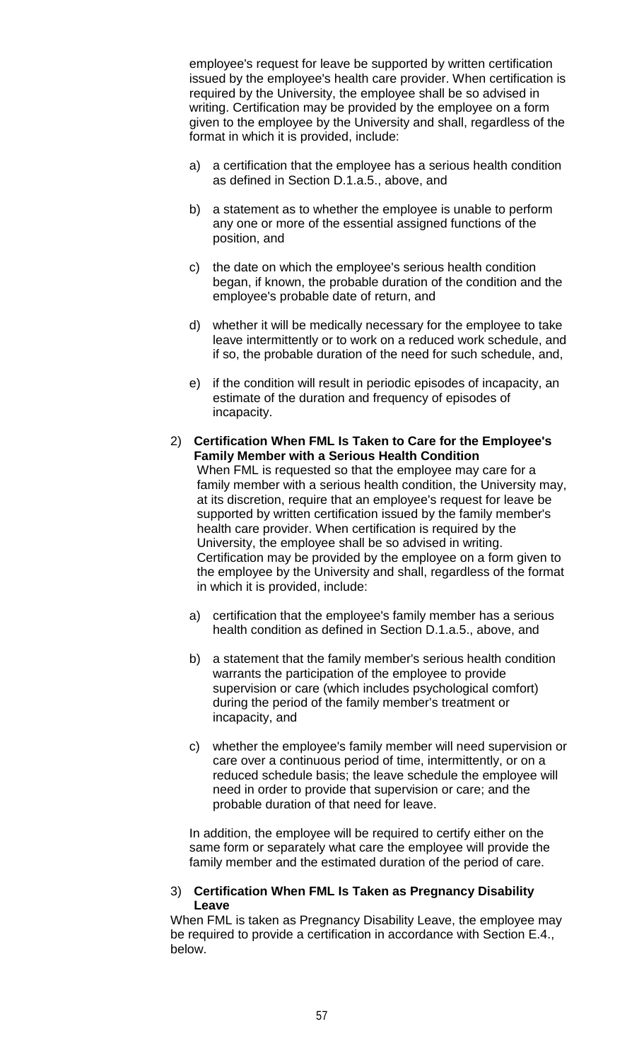employee's request for leave be supported by written certification issued by the employee's health care provider. When certification is required by the University, the employee shall be so advised in writing. Certification may be provided by the employee on a form given to the employee by the University and shall, regardless of the format in which it is provided, include:

a) a certification that the employee has a serious health condition as defined in Section D.1.a.5., above, and

b) a statement as to whether the employee is unable to perform any one or more of the essential assigned functions of the position, and

c) the date on which the employee's serious health condition began, if known, the probable duration of the condition and the employee's probable date of return, and

d) whether it will be medically necessary for the employee to take leave intermittently or to work on a reduced work schedule, and if so, the probable duration of the need for such schedule, and,

e) if the condition will result in periodic episodes of incapacity, an estimate of the duration and frequency of episodes of incapacity.

2) **Certification When FML Is Taken to Care for the Employee's Family Member with a Serious Health Condition**

When FML is requested so that the employee may care for a family member with a serious health condition, the University may, at its discretion, require that an employee's request for leave be supported by written certification issued by the family member's health care provider. When certification is required by the University, the employee shall be so advised in writing. Certification may be provided by the employee on a form given to the employee by the University and shall, regardless of the format in which it is provided, include:

a) certification that the employee's family member has a serious health condition as defined in Section D.1.a.5., above, and

b) a statement that the family member's serious health condition warrants the participation of the employee to provide supervision or care (which includes psychological comfort) during the period of the family member's treatment or incapacity, and

c) whether the employee's family member will need supervision or care over a continuous period of time, intermittently, or on a reduced schedule basis; the leave schedule the employee will need in order to provide that supervision or care; and the probable duration of that need for leave.

In addition, the employee will be required to certify either on the same form or separately what care the employee will provide the family member and the estimated duration of the period of care.

3) **Certification When FML Is Taken as Pregnancy Disability Leave**

When FML is taken as Pregnancy Disability Leave, the employee may be required to provide a certification in accordance with Section E.4., below.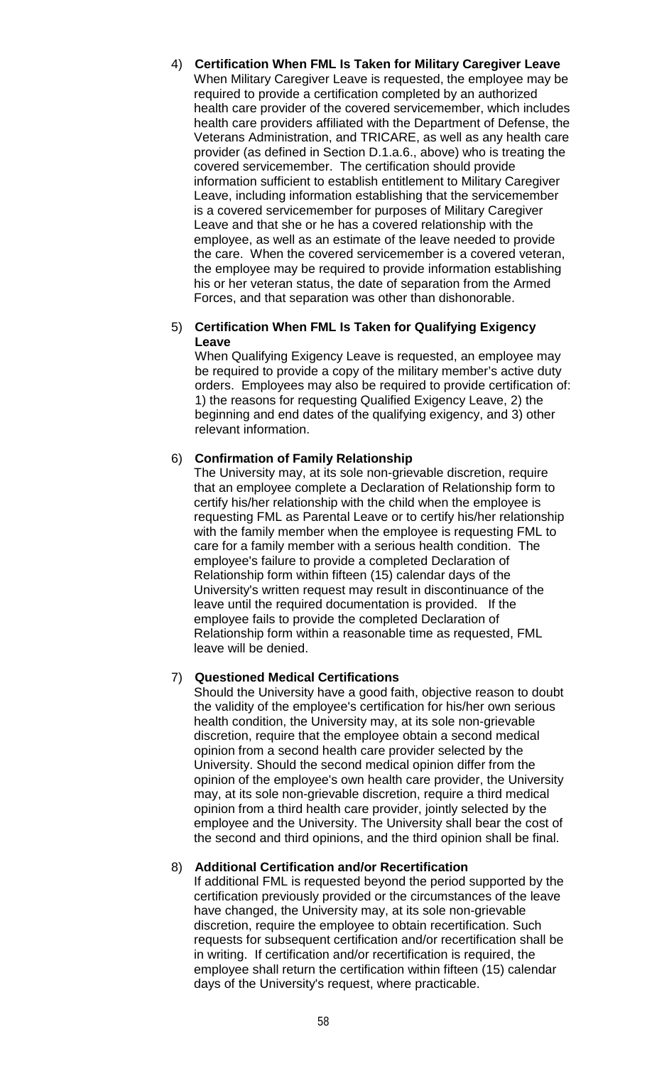4) **Certification When FML Is Taken for Military Caregiver Leave**
When Military Caregiver Leave is requested, the employee may be required to provide a certification completed by an authorized health care provider of the covered servicemember, which includes health care providers affiliated with the Department of Defense, the Veterans Administration, and TRICARE, as well as any health care provider (as defined in Section D.1.a.6., above) who is treating the covered servicemember. The certification should provide information sufficient to establish entitlement to Military Caregiver Leave, including information establishing that the servicemember is a covered servicemember for purposes of Military Caregiver Leave and that she or he has a covered relationship with the employee, as well as an estimate of the leave needed to provide the care. When the covered servicemember is a covered veteran, the employee may be required to provide information establishing his or her veteran status, the date of separation from the Armed Forces, and that separation was other than dishonorable.

5) **Certification When FML Is Taken for Qualifying Exigency Leave**
When Qualifying Exigency Leave is requested, an employee may be required to provide a copy of the military member's active duty orders. Employees may also be required to provide certification of: 1) the reasons for requesting Qualified Exigency Leave, 2) the beginning and end dates of the qualifying exigency, and 3) other relevant information.

6) **Confirmation of Family Relationship**
The University may, at its sole non-grievable discretion, require that an employee complete a Declaration of Relationship form to certify his/her relationship with the child when the employee is requesting FML as Parental Leave or to certify his/her relationship with the family member when the employee is requesting FML to care for a family member with a serious health condition. The employee's failure to provide a completed Declaration of Relationship form within fifteen (15) calendar days of the University's written request may result in discontinuance of the leave until the required documentation is provided. If the employee fails to provide the completed Declaration of Relationship form within a reasonable time as requested, FML leave will be denied.

7) **Questioned Medical Certifications**
Should the University have a good faith, objective reason to doubt the validity of the employee's certification for his/her own serious health condition, the University may, at its sole non-grievable discretion, require that the employee obtain a second medical opinion from a second health care provider selected by the University. Should the second medical opinion differ from the opinion of the employee's own health care provider, the University may, at its sole non-grievable discretion, require a third medical opinion from a third health care provider, jointly selected by the employee and the University. The University shall bear the cost of the second and third opinions, and the third opinion shall be final.

8) **Additional Certification and/or Recertification**
If additional FML is requested beyond the period supported by the certification previously provided or the circumstances of the leave have changed, the University may, at its sole non-grievable discretion, require the employee to obtain recertification. Such requests for subsequent certification and/or recertification shall be in writing. If certification and/or recertification is required, the employee shall return the certification within fifteen (15) calendar days of the University's request, where practicable.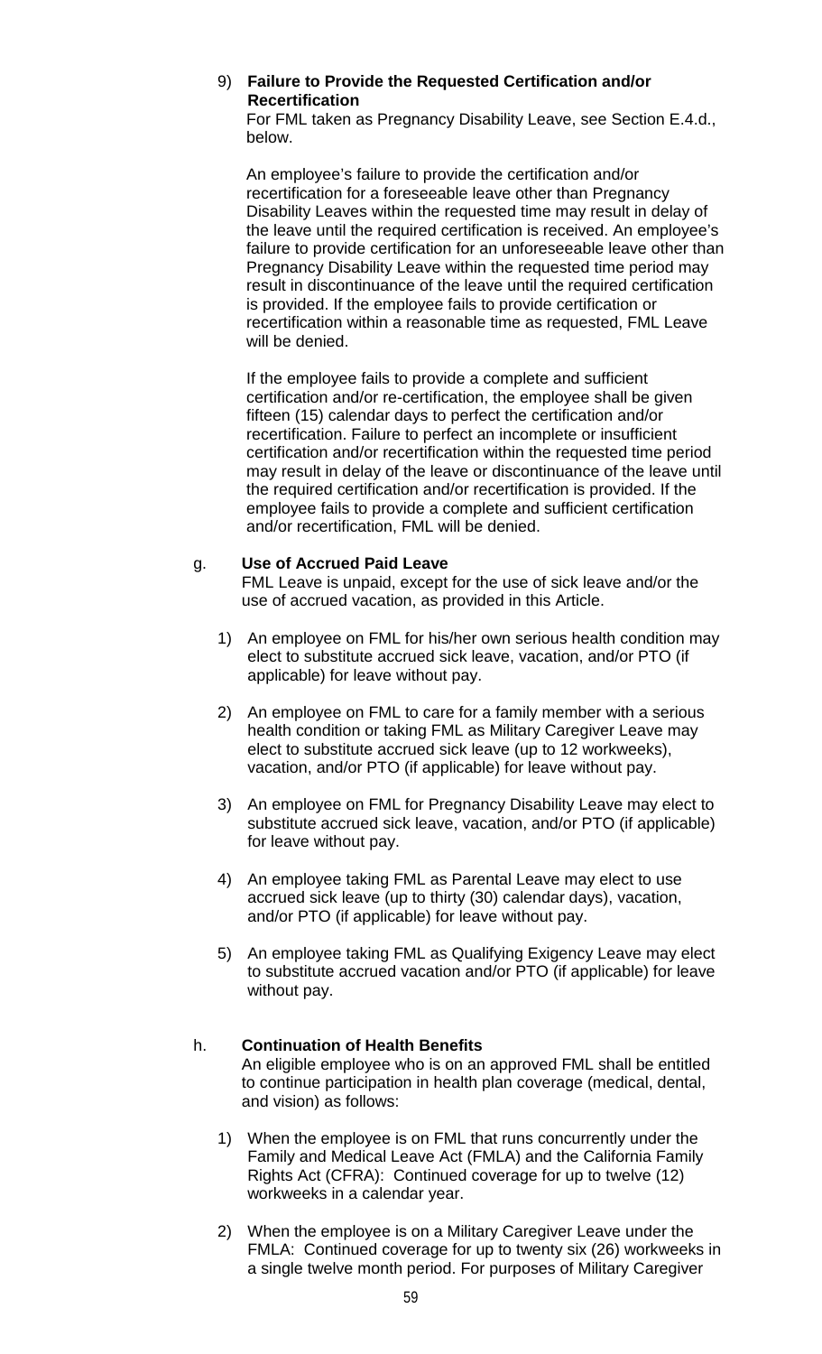9) **Failure to Provide the Requested Certification and/or Recertification**

   For FML taken as Pregnancy Disability Leave, see Section E.4.d., below.

   An employee's failure to provide the certification and/or recertification for a foreseeable leave other than Pregnancy Disability Leaves within the requested time may result in delay of the leave until the required certification is received. An employee's failure to provide certification for an unforeseeable leave other than Pregnancy Disability Leave within the requested time period may result in discontinuance of the leave until the required certification is provided. If the employee fails to provide certification or recertification within a reasonable time as requested, FML Leave will be denied.

   If the employee fails to provide a complete and sufficient certification and/or re-certification, the employee shall be given fifteen (15) calendar days to perfect the certification and/or recertification. Failure to perfect an incomplete or insufficient certification and/or recertification within the requested time period may result in delay of the leave or discontinuance of the leave until the required certification and/or recertification is provided. If the employee fails to provide a complete and sufficient certification and/or recertification, FML will be denied.

g. **Use of Accrued Paid Leave**

   FML Leave is unpaid, except for the use of sick leave and/or the use of accrued vacation, as provided in this Article.

   1) An employee on FML for his/her own serious health condition may elect to substitute accrued sick leave, vacation, and/or PTO (if applicable) for leave without pay.

   2) An employee on FML to care for a family member with a serious health condition or taking FML as Military Caregiver Leave may elect to substitute accrued sick leave (up to 12 workweeks), vacation, and/or PTO (if applicable) for leave without pay.

   3) An employee on FML for Pregnancy Disability Leave may elect to substitute accrued sick leave, vacation, and/or PTO (if applicable) for leave without pay.

   4) An employee taking FML as Parental Leave may elect to use accrued sick leave (up to thirty (30) calendar days), vacation, and/or PTO (if applicable) for leave without pay.

   5) An employee taking FML as Qualifying Exigency Leave may elect to substitute accrued vacation and/or PTO (if applicable) for leave without pay.

h. **Continuation of Health Benefits**

   An eligible employee who is on an approved FML shall be entitled to continue participation in health plan coverage (medical, dental, and vision) as follows:

   1) When the employee is on FML that runs concurrently under the Family and Medical Leave Act (FMLA) and the California Family Rights Act (CFRA): Continued coverage for up to twelve (12) workweeks in a calendar year.

   2) When the employee is on a Military Caregiver Leave under the FMLA: Continued coverage for up to twenty six (26) workweeks in a single twelve month period. For purposes of Military Caregiver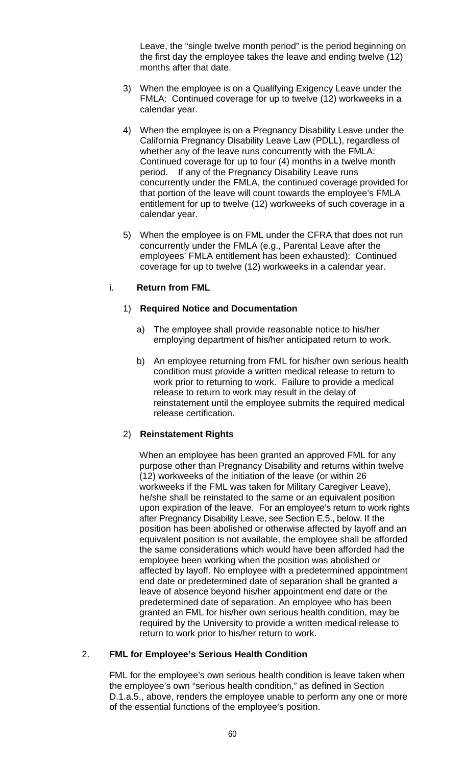Leave, the "single twelve month period" is the period beginning on the first day the employee takes the leave and ending twelve (12) months after that date.

3) When the employee is on a Qualifying Exigency Leave under the FMLA: Continued coverage for up to twelve (12) workweeks in a calendar year.

4) When the employee is on a Pregnancy Disability Leave under the California Pregnancy Disability Leave Law (PDLL), regardless of whether any of the leave runs concurrently with the FMLA: Continued coverage for up to four (4) months in a twelve month period. If any of the Pregnancy Disability Leave runs concurrently under the FMLA, the continued coverage provided for that portion of the leave will count towards the employee's FMLA entitlement for up to twelve (12) workweeks of such coverage in a calendar year.

5) When the employee is on FML under the CFRA that does not run concurrently under the FMLA (e.g., Parental Leave after the employees' FMLA entitlement has been exhausted): Continued coverage for up to twelve (12) workweeks in a calendar year.

i. **Return from FML**

1) **Required Notice and Documentation**

a) The employee shall provide reasonable notice to his/her employing department of his/her anticipated return to work.

b) An employee returning from FML for his/her own serious health condition must provide a written medical release to return to work prior to returning to work. Failure to provide a medical release to return to work may result in the delay of reinstatement until the employee submits the required medical release certification.

2) **Reinstatement Rights**

When an employee has been granted an approved FML for any purpose other than Pregnancy Disability and returns within twelve (12) workweeks of the initiation of the leave (or within 26 workweeks if the FML was taken for Military Caregiver Leave), he/she shall be reinstated to the same or an equivalent position upon expiration of the leave. For an employee's return to work rights after Pregnancy Disability Leave, see Section E.5., below. If the position has been abolished or otherwise affected by layoff and an equivalent position is not available, the employee shall be afforded the same considerations which would have been afforded had the employee been working when the position was abolished or affected by layoff. No employee with a predetermined appointment end date or predetermined date of separation shall be granted a leave of absence beyond his/her appointment end date or the predetermined date of separation. An employee who has been granted an FML for his/her own serious health condition, may be required by the University to provide a written medical release to return to work prior to his/her return to work.

2. **FML for Employee's Serious Health Condition**

FML for the employee's own serious health condition is leave taken when the employee's own "serious health condition," as defined in Section D.1.a.5., above, renders the employee unable to perform any one or more of the essential functions of the employee's position.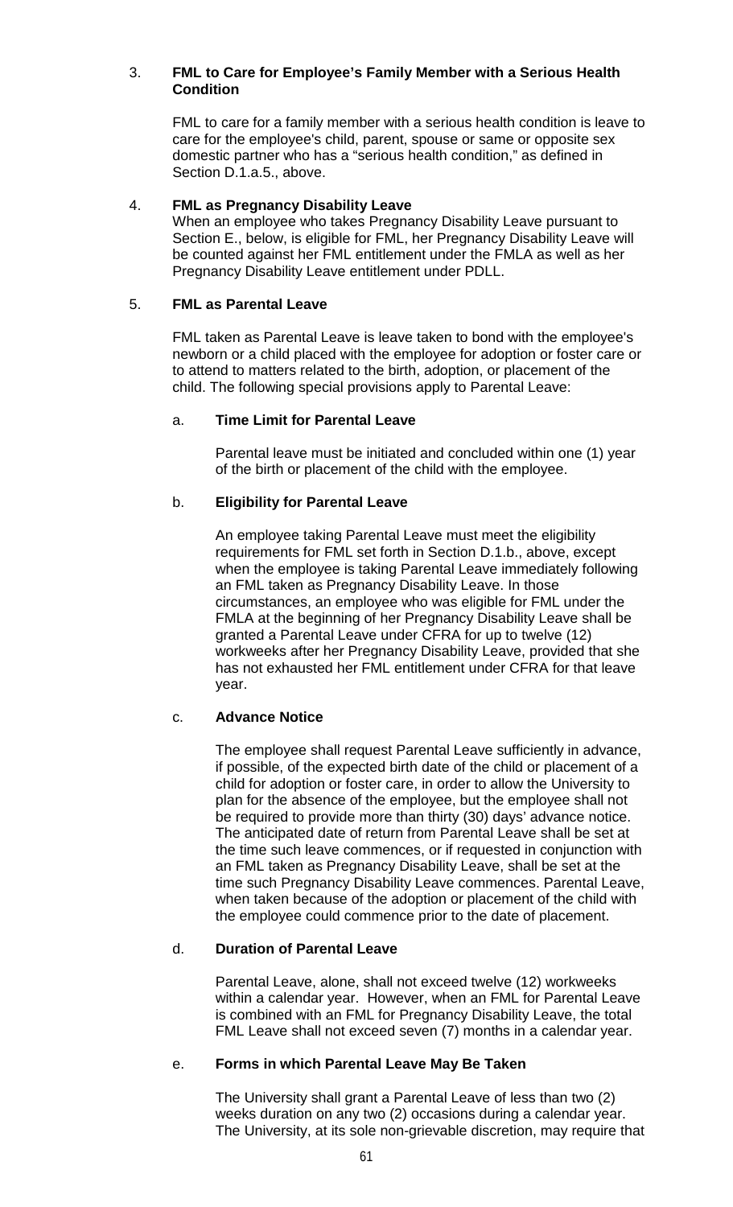3. **FML to Care for Employee's Family Member with a Serious Health Condition**

   FML to care for a family member with a serious health condition is leave to care for the employee's child, parent, spouse or same or opposite sex domestic partner who has a "serious health condition," as defined in Section D.1.a.5., above.

4. **FML as Pregnancy Disability Leave**

   When an employee who takes Pregnancy Disability Leave pursuant to Section E., below, is eligible for FML, her Pregnancy Disability Leave will be counted against her FML entitlement under the FMLA as well as her Pregnancy Disability Leave entitlement under PDLL.

5. **FML as Parental Leave**

   FML taken as Parental Leave is leave taken to bond with the employee's newborn or a child placed with the employee for adoption or foster care or to attend to matters related to the birth, adoption, or placement of the child. The following special provisions apply to Parental Leave:

   a. **Time Limit for Parental Leave**

      Parental leave must be initiated and concluded within one (1) year of the birth or placement of the child with the employee.

   b. **Eligibility for Parental Leave**

      An employee taking Parental Leave must meet the eligibility requirements for FML set forth in Section D.1.b., above, except when the employee is taking Parental Leave immediately following an FML taken as Pregnancy Disability Leave. In those circumstances, an employee who was eligible for FML under the FMLA at the beginning of her Pregnancy Disability Leave shall be granted a Parental Leave under CFRA for up to twelve (12) workweeks after her Pregnancy Disability Leave, provided that she has not exhausted her FML entitlement under CFRA for that leave year.

   c. **Advance Notice**

      The employee shall request Parental Leave sufficiently in advance, if possible, of the expected birth date of the child or placement of a child for adoption or foster care, in order to allow the University to plan for the absence of the employee, but the employee shall not be required to provide more than thirty (30) days' advance notice. The anticipated date of return from Parental Leave shall be set at the time such leave commences, or if requested in conjunction with an FML taken as Pregnancy Disability Leave, shall be set at the time such Pregnancy Disability Leave commences. Parental Leave, when taken because of the adoption or placement of the child with the employee could commence prior to the date of placement.

   d. **Duration of Parental Leave**

      Parental Leave, alone, shall not exceed twelve (12) workweeks within a calendar year. However, when an FML for Parental Leave is combined with an FML for Pregnancy Disability Leave, the total FML Leave shall not exceed seven (7) months in a calendar year.

   e. **Forms in which Parental Leave May Be Taken**

      The University shall grant a Parental Leave of less than two (2) weeks duration on any two (2) occasions during a calendar year. The University, at its sole non-grievable discretion, may require that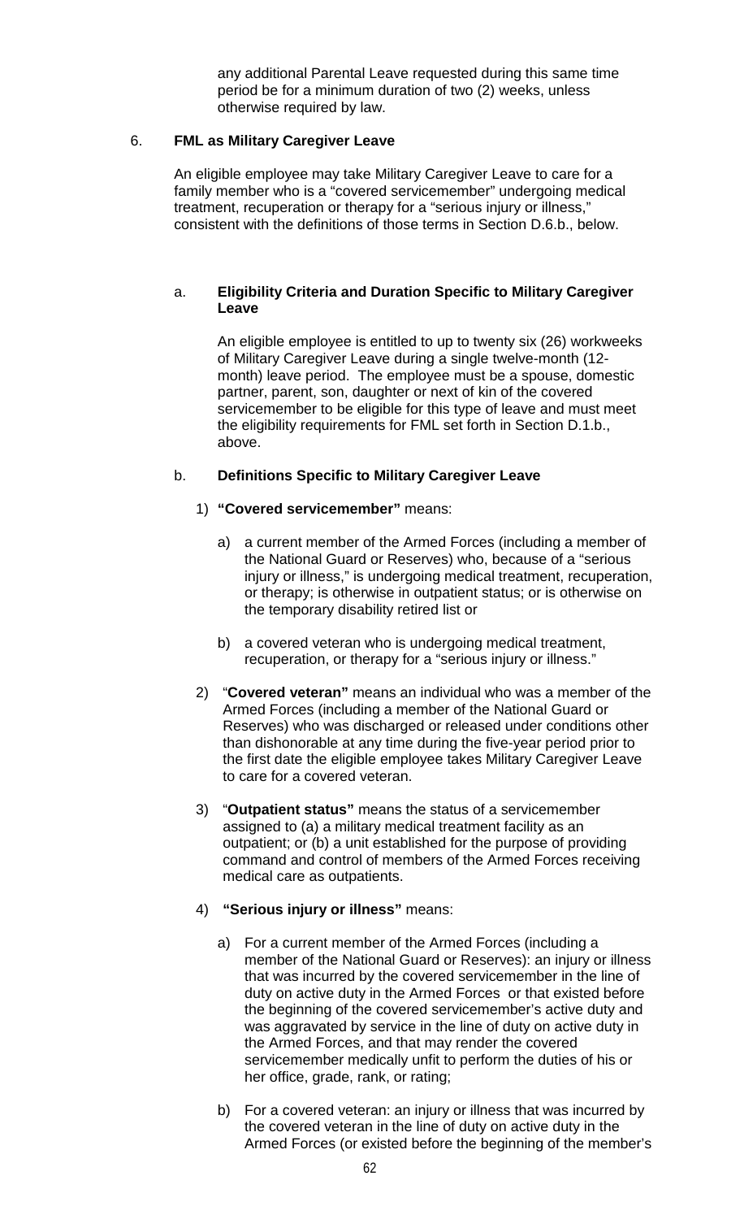any additional Parental Leave requested during this same time period be for a minimum duration of two (2) weeks, unless otherwise required by law.

6. **FML as Military Caregiver Leave**

An eligible employee may take Military Caregiver Leave to care for a family member who is a “covered servicemember” undergoing medical treatment, recuperation or therapy for a “serious injury or illness,” consistent with the definitions of those terms in Section D.6.b., below.

a. **Eligibility Criteria and Duration Specific to Military Caregiver Leave**

An eligible employee is entitled to up to twenty six (26) workweeks of Military Caregiver Leave during a single twelve-month (12-month) leave period. The employee must be a spouse, domestic partner, parent, son, daughter or next of kin of the covered servicemember to be eligible for this type of leave and must meet the eligibility requirements for FML set forth in Section D.1.b., above.

b. **Definitions Specific to Military Caregiver Leave**

1) **“Covered servicemember”** means:

a) a current member of the Armed Forces (including a member of the National Guard or Reserves) who, because of a “serious injury or illness,” is undergoing medical treatment, recuperation, or therapy; is otherwise in outpatient status; or is otherwise on the temporary disability retired list or

b) a covered veteran who is undergoing medical treatment, recuperation, or therapy for a “serious injury or illness.”

2) “**Covered veteran”** means an individual who was a member of the Armed Forces (including a member of the National Guard or Reserves) who was discharged or released under conditions other than dishonorable at any time during the five-year period prior to the first date the eligible employee takes Military Caregiver Leave to care for a covered veteran.

3) “**Outpatient status”** means the status of a servicemember assigned to (a) a military medical treatment facility as an outpatient; or (b) a unit established for the purpose of providing command and control of members of the Armed Forces receiving medical care as outpatients.

4) **“Serious injury or illness”** means:

a) For a current member of the Armed Forces (including a member of the National Guard or Reserves): an injury or illness that was incurred by the covered servicemember in the line of duty on active duty in the Armed Forces or that existed before the beginning of the covered servicemember’s active duty and was aggravated by service in the line of duty on active duty in the Armed Forces, and that may render the covered servicemember medically unfit to perform the duties of his or her office, grade, rank, or rating;

b) For a covered veteran: an injury or illness that was incurred by the covered veteran in the line of duty on active duty in the Armed Forces (or existed before the beginning of the member’s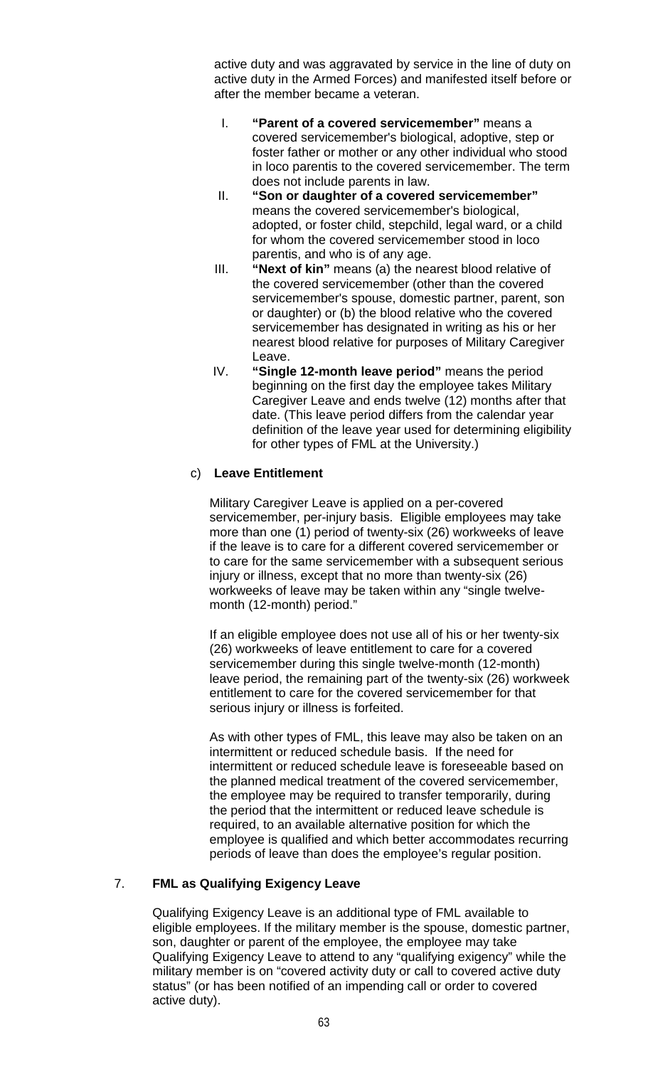active duty and was aggravated by service in the line of duty on active duty in the Armed Forces) and manifested itself before or after the member became a veteran.

I. **"Parent of a covered servicemember"** means a covered servicemember's biological, adoptive, step or foster father or mother or any other individual who stood in loco parentis to the covered servicemember. The term does not include parents in law.

II. **"Son or daughter of a covered servicemember"** means the covered servicemember's biological, adopted, or foster child, stepchild, legal ward, or a child for whom the covered servicemember stood in loco parentis, and who is of any age.

III. **"Next of kin"** means (a) the nearest blood relative of the covered servicemember (other than the covered servicemember's spouse, domestic partner, parent, son or daughter) or (b) the blood relative who the covered servicemember has designated in writing as his or her nearest blood relative for purposes of Military Caregiver Leave.

IV. **"Single 12-month leave period"** means the period beginning on the first day the employee takes Military Caregiver Leave and ends twelve (12) months after that date. (This leave period differs from the calendar year definition of the leave year used for determining eligibility for other types of FML at the University.)

c) **Leave Entitlement**

Military Caregiver Leave is applied on a per-covered servicemember, per-injury basis. Eligible employees may take more than one (1) period of twenty-six (26) workweeks of leave if the leave is to care for a different covered servicemember or to care for the same servicemember with a subsequent serious injury or illness, except that no more than twenty-six (26) workweeks of leave may be taken within any "single twelve-month (12-month) period."

If an eligible employee does not use all of his or her twenty-six (26) workweeks of leave entitlement to care for a covered servicemember during this single twelve-month (12-month) leave period, the remaining part of the twenty-six (26) workweek entitlement to care for the covered servicemember for that serious injury or illness is forfeited.

As with other types of FML, this leave may also be taken on an intermittent or reduced schedule basis. If the need for intermittent or reduced schedule leave is foreseeable based on the planned medical treatment of the covered servicemember, the employee may be required to transfer temporarily, during the period that the intermittent or reduced leave schedule is required, to an available alternative position for which the employee is qualified and which better accommodates recurring periods of leave than does the employee's regular position.

7. **FML as Qualifying Exigency Leave**

Qualifying Exigency Leave is an additional type of FML available to eligible employees. If the military member is the spouse, domestic partner, son, daughter or parent of the employee, the employee may take Qualifying Exigency Leave to attend to any "qualifying exigency" while the military member is on "covered activity duty or call to covered active duty status" (or has been notified of an impending call or order to covered active duty).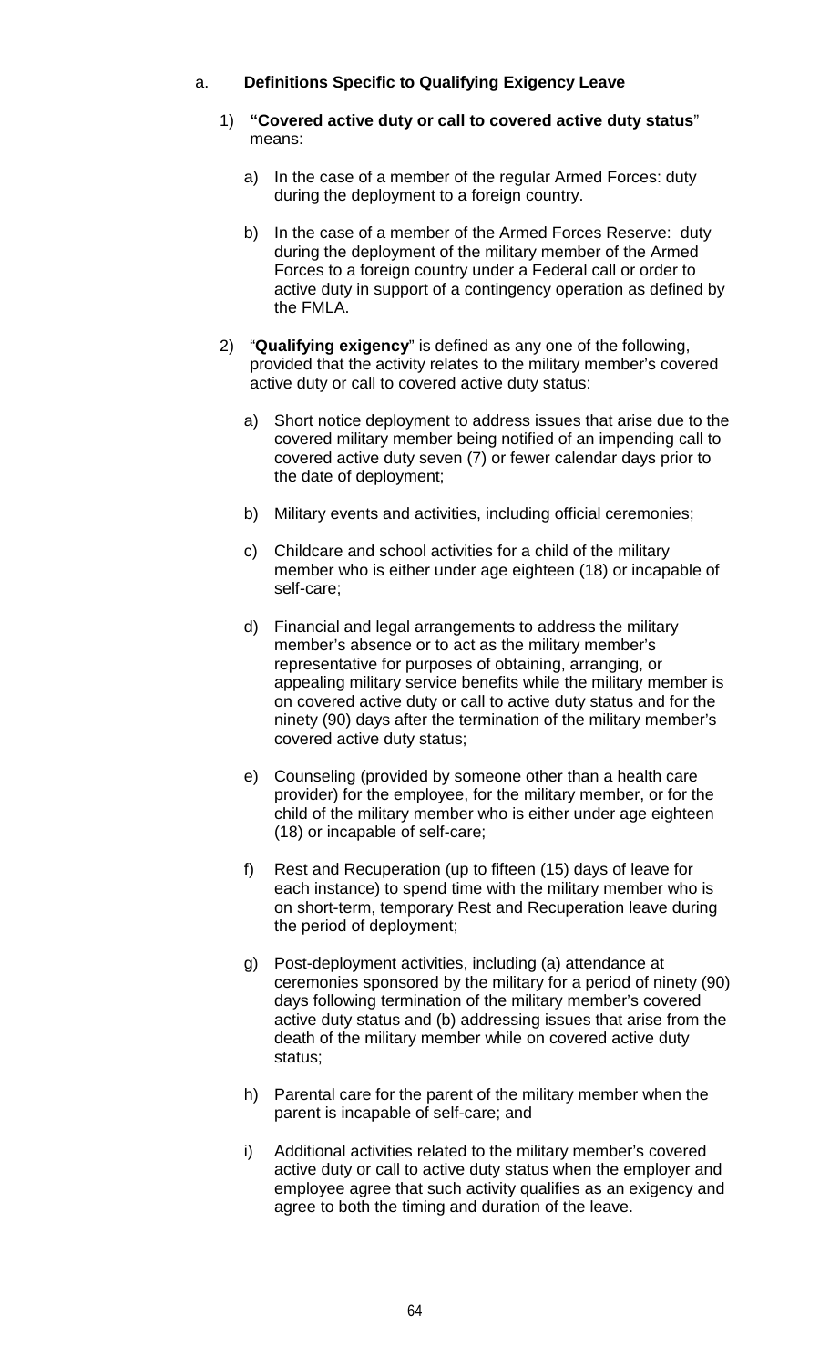a. **Definitions Specific to Qualifying Exigency Leave**

1) **"Covered active duty or call to covered active duty status"** means:

   a) In the case of a member of the regular Armed Forces: duty during the deployment to a foreign country.

   b) In the case of a member of the Armed Forces Reserve: duty during the deployment of the military member of the Armed Forces to a foreign country under a Federal call or order to active duty in support of a contingency operation as defined by the FMLA.

2) "**Qualifying exigency**" is defined as any one of the following, provided that the activity relates to the military member's covered active duty or call to covered active duty status:

   a) Short notice deployment to address issues that arise due to the covered military member being notified of an impending call to covered active duty seven (7) or fewer calendar days prior to the date of deployment;

   b) Military events and activities, including official ceremonies;

   c) Childcare and school activities for a child of the military member who is either under age eighteen (18) or incapable of self-care;

   d) Financial and legal arrangements to address the military member's absence or to act as the military member's representative for purposes of obtaining, arranging, or appealing military service benefits while the military member is on covered active duty or call to active duty status and for the ninety (90) days after the termination of the military member's covered active duty status;

   e) Counseling (provided by someone other than a health care provider) for the employee, for the military member, or for the child of the military member who is either under age eighteen (18) or incapable of self-care;

   f) Rest and Recuperation (up to fifteen (15) days of leave for each instance) to spend time with the military member who is on short-term, temporary Rest and Recuperation leave during the period of deployment;

   g) Post-deployment activities, including (a) attendance at ceremonies sponsored by the military for a period of ninety (90) days following termination of the military member's covered active duty status and (b) addressing issues that arise from the death of the military member while on covered active duty status;

   h) Parental care for the parent of the military member when the parent is incapable of self-care; and

   i) Additional activities related to the military member's covered active duty or call to active duty status when the employer and employee agree that such activity qualifies as an exigency and agree to both the timing and duration of the leave.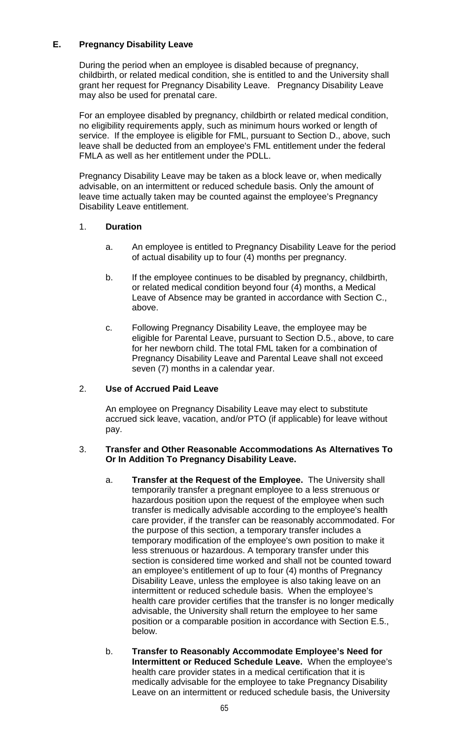## E. Pregnancy Disability Leave

During the period when an employee is disabled because of pregnancy, childbirth, or related medical condition, she is entitled to and the University shall grant her request for Pregnancy Disability Leave. Pregnancy Disability Leave may also be used for prenatal care.

For an employee disabled by pregnancy, childbirth or related medical condition, no eligibility requirements apply, such as minimum hours worked or length of service. If the employee is eligible for FML, pursuant to Section D., above, such leave shall be deducted from an employee's FML entitlement under the federal FMLA as well as her entitlement under the PDLL.

Pregnancy Disability Leave may be taken as a block leave or, when medically advisable, on an intermittent or reduced schedule basis. Only the amount of leave time actually taken may be counted against the employee's Pregnancy Disability Leave entitlement.

### 1. Duration

a. An employee is entitled to Pregnancy Disability Leave for the period of actual disability up to four (4) months per pregnancy.

b. If the employee continues to be disabled by pregnancy, childbirth, or related medical condition beyond four (4) months, a Medical Leave of Absence may be granted in accordance with Section C., above.

c. Following Pregnancy Disability Leave, the employee may be eligible for Parental Leave, pursuant to Section D.5., above, to care for her newborn child. The total FML taken for a combination of Pregnancy Disability Leave and Parental Leave shall not exceed seven (7) months in a calendar year.

### 2. Use of Accrued Paid Leave

An employee on Pregnancy Disability Leave may elect to substitute accrued sick leave, vacation, and/or PTO (if applicable) for leave without pay.

### 3. Transfer and Other Reasonable Accommodations As Alternatives To Or In Addition To Pregnancy Disability Leave.

a. **Transfer at the Request of the Employee.** The University shall temporarily transfer a pregnant employee to a less strenuous or hazardous position upon the request of the employee when such transfer is medically advisable according to the employee's health care provider, if the transfer can be reasonably accommodated. For the purpose of this section, a temporary transfer includes a temporary modification of the employee's own position to make it less strenuous or hazardous. A temporary transfer under this section is considered time worked and shall not be counted toward an employee's entitlement of up to four (4) months of Pregnancy Disability Leave, unless the employee is also taking leave on an intermittent or reduced schedule basis. When the employee's health care provider certifies that the transfer is no longer medically advisable, the University shall return the employee to her same position or a comparable position in accordance with Section E.5., below.

b. **Transfer to Reasonably Accommodate Employee's Need for Intermittent or Reduced Schedule Leave.** When the employee's health care provider states in a medical certification that it is medically advisable for the employee to take Pregnancy Disability Leave on an intermittent or reduced schedule basis, the University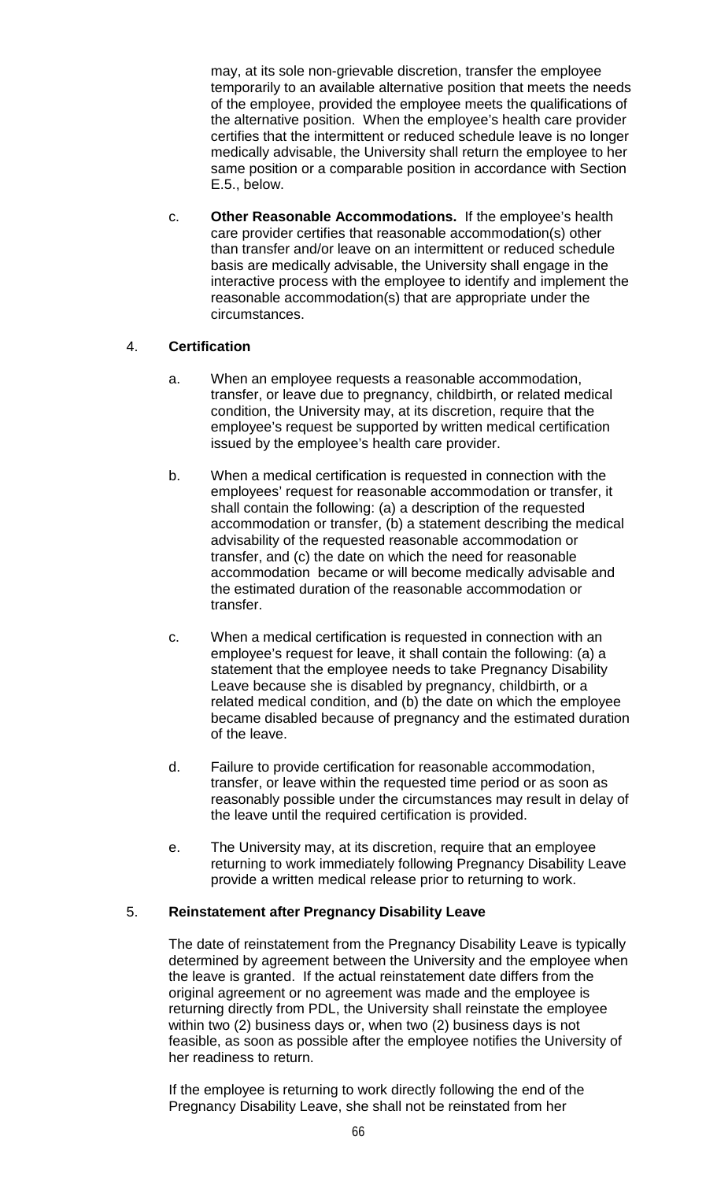may, at its sole non-grievable discretion, transfer the employee temporarily to an available alternative position that meets the needs of the employee, provided the employee meets the qualifications of the alternative position. When the employee's health care provider certifies that the intermittent or reduced schedule leave is no longer medically advisable, the University shall return the employee to her same position or a comparable position in accordance with Section E.5., below.

c. **Other Reasonable Accommodations.** If the employee's health care provider certifies that reasonable accommodation(s) other than transfer and/or leave on an intermittent or reduced schedule basis are medically advisable, the University shall engage in the interactive process with the employee to identify and implement the reasonable accommodation(s) that are appropriate under the circumstances.

4. **Certification**

   a. When an employee requests a reasonable accommodation, transfer, or leave due to pregnancy, childbirth, or related medical condition, the University may, at its discretion, require that the employee's request be supported by written medical certification issued by the employee's health care provider.

   b. When a medical certification is requested in connection with the employees' request for reasonable accommodation or transfer, it shall contain the following: (a) a description of the requested accommodation or transfer, (b) a statement describing the medical advisability of the requested reasonable accommodation or transfer, and (c) the date on which the need for reasonable accommodation became or will become medically advisable and the estimated duration of the reasonable accommodation or transfer.

   c. When a medical certification is requested in connection with an employee's request for leave, it shall contain the following: (a) a statement that the employee needs to take Pregnancy Disability Leave because she is disabled by pregnancy, childbirth, or a related medical condition, and (b) the date on which the employee became disabled because of pregnancy and the estimated duration of the leave.

   d. Failure to provide certification for reasonable accommodation, transfer, or leave within the requested time period or as soon as reasonably possible under the circumstances may result in delay of the leave until the required certification is provided.

   e. The University may, at its discretion, require that an employee returning to work immediately following Pregnancy Disability Leave provide a written medical release prior to returning to work.

5. **Reinstatement after Pregnancy Disability Leave**

   The date of reinstatement from the Pregnancy Disability Leave is typically determined by agreement between the University and the employee when the leave is granted. If the actual reinstatement date differs from the original agreement or no agreement was made and the employee is returning directly from PDL, the University shall reinstate the employee within two (2) business days or, when two (2) business days is not feasible, as soon as possible after the employee notifies the University of her readiness to return.

   If the employee is returning to work directly following the end of the Pregnancy Disability Leave, she shall not be reinstated from her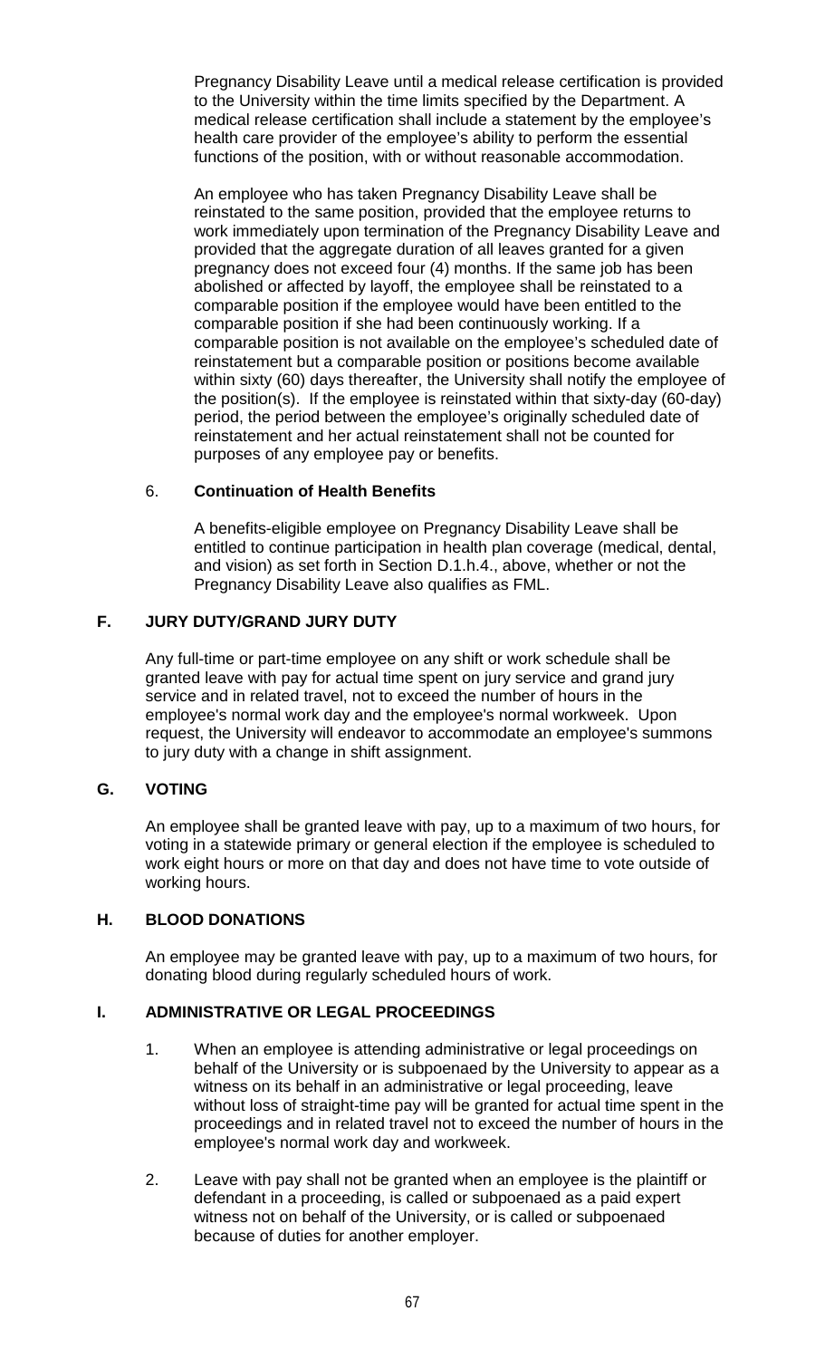Pregnancy Disability Leave until a medical release certification is provided to the University within the time limits specified by the Department. A medical release certification shall include a statement by the employee's health care provider of the employee's ability to perform the essential functions of the position, with or without reasonable accommodation.

An employee who has taken Pregnancy Disability Leave shall be reinstated to the same position, provided that the employee returns to work immediately upon termination of the Pregnancy Disability Leave and provided that the aggregate duration of all leaves granted for a given pregnancy does not exceed four (4) months. If the same job has been abolished or affected by layoff, the employee shall be reinstated to a comparable position if the employee would have been entitled to the comparable position if she had been continuously working. If a comparable position is not available on the employee's scheduled date of reinstatement but a comparable position or positions become available within sixty (60) days thereafter, the University shall notify the employee of the position(s). If the employee is reinstated within that sixty-day (60-day) period, the period between the employee's originally scheduled date of reinstatement and her actual reinstatement shall not be counted for purposes of any employee pay or benefits.

6. **Continuation of Health Benefits**

A benefits-eligible employee on Pregnancy Disability Leave shall be entitled to continue participation in health plan coverage (medical, dental, and vision) as set forth in Section D.1.h.4., above, whether or not the Pregnancy Disability Leave also qualifies as FML.

## F. JURY DUTY/GRAND JURY DUTY

Any full-time or part-time employee on any shift or work schedule shall be granted leave with pay for actual time spent on jury service and grand jury service and in related travel, not to exceed the number of hours in the employee's normal work day and the employee's normal workweek. Upon request, the University will endeavor to accommodate an employee's summons to jury duty with a change in shift assignment.

## G. VOTING

An employee shall be granted leave with pay, up to a maximum of two hours, for voting in a statewide primary or general election if the employee is scheduled to work eight hours or more on that day and does not have time to vote outside of working hours.

## H. BLOOD DONATIONS

An employee may be granted leave with pay, up to a maximum of two hours, for donating blood during regularly scheduled hours of work.

## I. ADMINISTRATIVE OR LEGAL PROCEEDINGS

1. When an employee is attending administrative or legal proceedings on behalf of the University or is subpoenaed by the University to appear as a witness on its behalf in an administrative or legal proceeding, leave without loss of straight-time pay will be granted for actual time spent in the proceedings and in related travel not to exceed the number of hours in the employee's normal work day and workweek.

2. Leave with pay shall not be granted when an employee is the plaintiff or defendant in a proceeding, is called or subpoenaed as a paid expert witness not on behalf of the University, or is called or subpoenaed because of duties for another employer.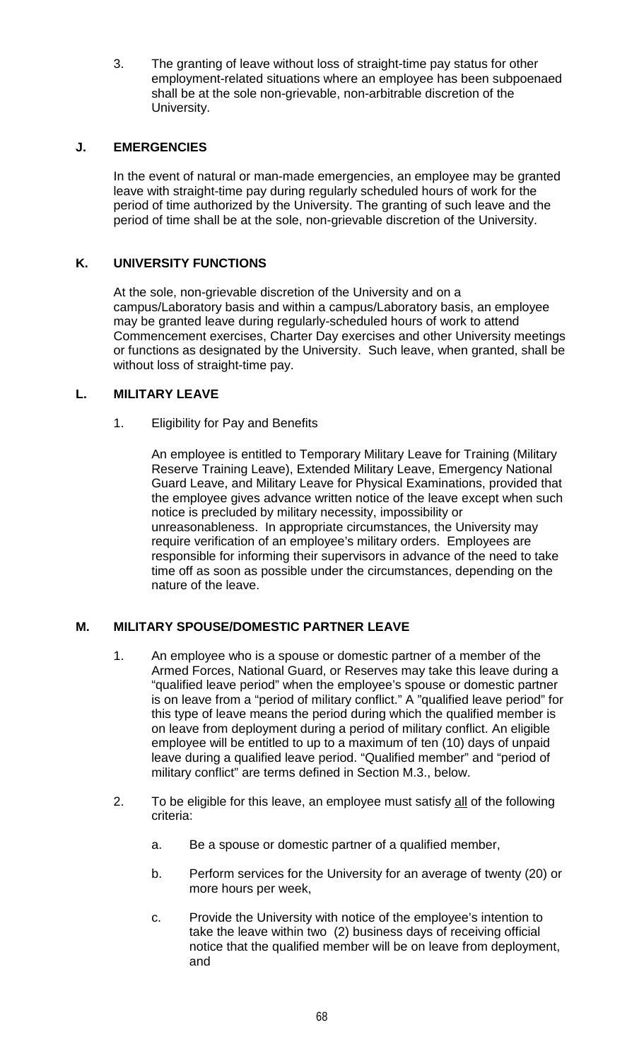3. The granting of leave without loss of straight-time pay status for other employment-related situations where an employee has been subpoenaed shall be at the sole non-grievable, non-arbitrable discretion of the University.

## J. EMERGENCIES

In the event of natural or man-made emergencies, an employee may be granted leave with straight-time pay during regularly scheduled hours of work for the period of time authorized by the University. The granting of such leave and the period of time shall be at the sole, non-grievable discretion of the University.

## K. UNIVERSITY FUNCTIONS

At the sole, non-grievable discretion of the University and on a campus/Laboratory basis and within a campus/Laboratory basis, an employee may be granted leave during regularly-scheduled hours of work to attend Commencement exercises, Charter Day exercises and other University meetings or functions as designated by the University. Such leave, when granted, shall be without loss of straight-time pay.

## L. MILITARY LEAVE

1. Eligibility for Pay and Benefits

   An employee is entitled to Temporary Military Leave for Training (Military Reserve Training Leave), Extended Military Leave, Emergency National Guard Leave, and Military Leave for Physical Examinations, provided that the employee gives advance written notice of the leave except when such notice is precluded by military necessity, impossibility or unreasonableness. In appropriate circumstances, the University may require verification of an employee's military orders. Employees are responsible for informing their supervisors in advance of the need to take time off as soon as possible under the circumstances, depending on the nature of the leave.

## M. MILITARY SPOUSE/DOMESTIC PARTNER LEAVE

1. An employee who is a spouse or domestic partner of a member of the Armed Forces, National Guard, or Reserves may take this leave during a "qualified leave period" when the employee's spouse or domestic partner is on leave from a "period of military conflict." A "qualified leave period" for this type of leave means the period during which the qualified member is on leave from deployment during a period of military conflict. An eligible employee will be entitled to up to a maximum of ten (10) days of unpaid leave during a qualified leave period. "Qualified member" and "period of military conflict" are terms defined in Section M.3., below.

2. To be eligible for this leave, an employee must satisfy <u>all</u> of the following criteria:

   a. Be a spouse or domestic partner of a qualified member,

   b. Perform services for the University for an average of twenty (20) or more hours per week,

   c. Provide the University with notice of the employee's intention to take the leave within two (2) business days of receiving official notice that the qualified member will be on leave from deployment, and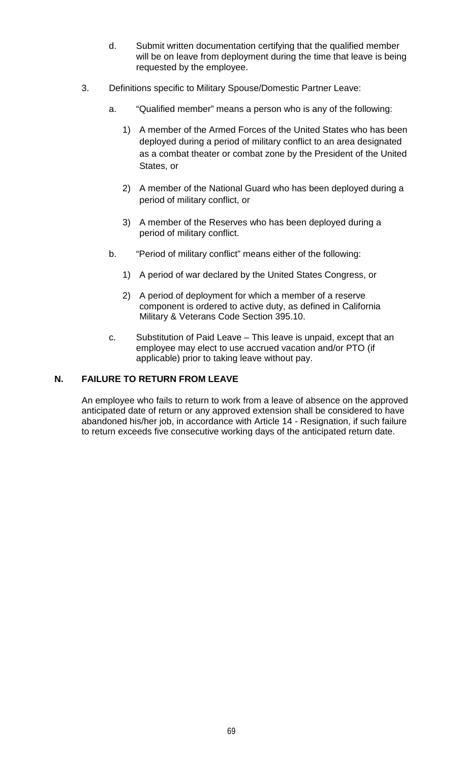d. Submit written documentation certifying that the qualified member will be on leave from deployment during the time that leave is being requested by the employee.

3. Definitions specific to Military Spouse/Domestic Partner Leave:

   a. "Qualified member" means a person who is any of the following:

      1) A member of the Armed Forces of the United States who has been deployed during a period of military conflict to an area designated as a combat theater or combat zone by the President of the United States, or

      2) A member of the National Guard who has been deployed during a period of military conflict, or

      3) A member of the Reserves who has been deployed during a period of military conflict.

   b. "Period of military conflict" means either of the following:

      1) A period of war declared by the United States Congress, or

      2) A period of deployment for which a member of a reserve component is ordered to active duty, as defined in California Military & Veterans Code Section 395.10.

   c. Substitution of Paid Leave – This leave is unpaid, except that an employee may elect to use accrued vacation and/or PTO (if applicable) prior to taking leave without pay.

## N. FAILURE TO RETURN FROM LEAVE

An employee who fails to return to work from a leave of absence on the approved anticipated date of return or any approved extension shall be considered to have abandoned his/her job, in accordance with Article 14 - Resignation, if such failure to return exceeds five consecutive working days of the anticipated return date.